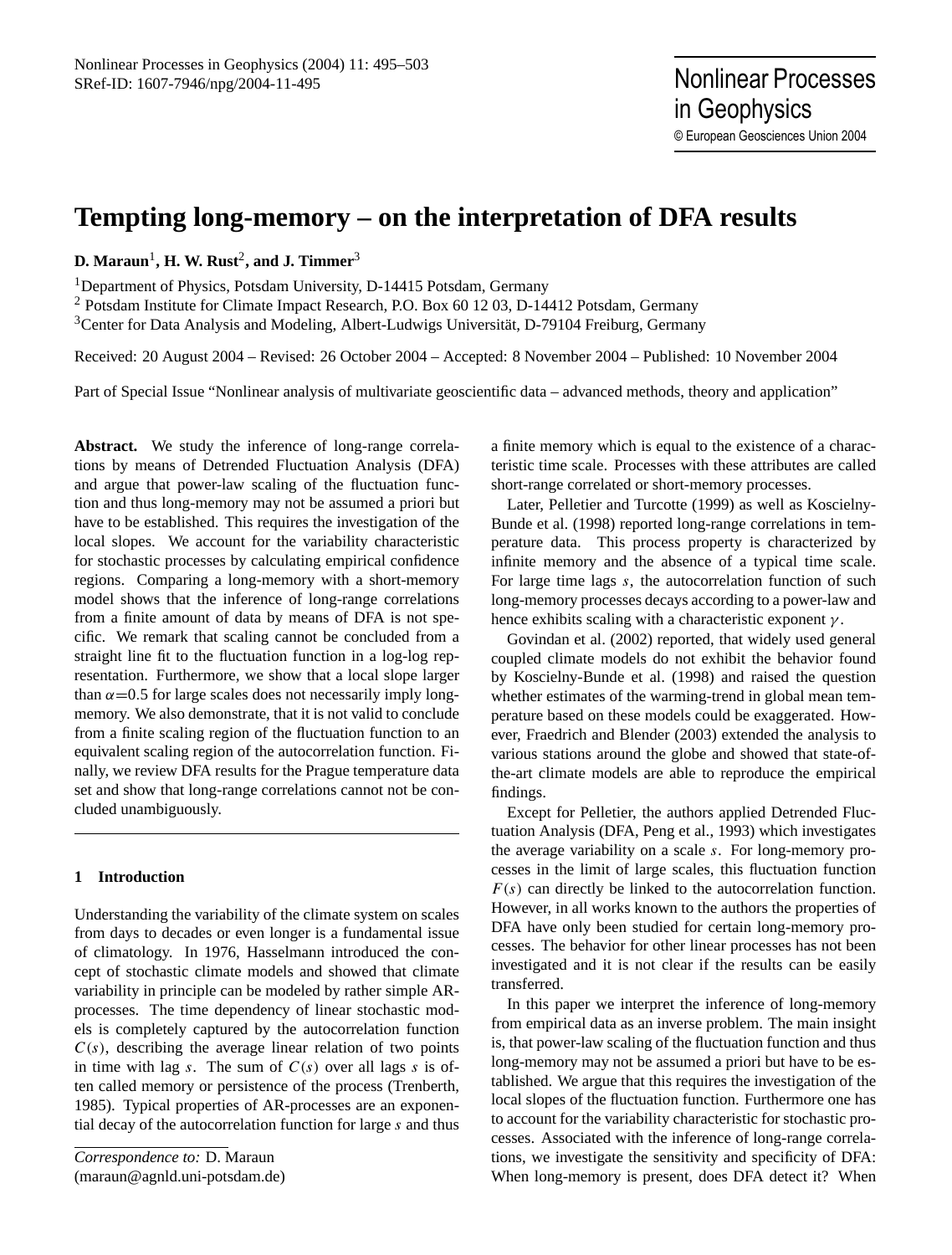# Tempting long-memory – on the interpretation of DFA results

**D. Maraun**[1], **H. W. Rust**[2], **and J. Timmer**[3]

[1]Department of Physics, Potsdam University, D-14415 Potsdam, Germany
[2] Potsdam Institute for Climate Impact Research, P.O. Box 60 12 03, D-14412 Potsdam, Germany
[3]Center for Data Analysis and Modeling, Albert-Ludwigs Universität, D-79104 Freiburg, Germany

Received: 20 August 2004 – Revised: 26 October 2004 – Accepted: 8 November 2004 – Published: 10 November 2004

Part of Special Issue "Nonlinear analysis of multivariate geoscientific data – advanced methods, theory and application"

**Abstract.** We study the inference of long-range correlations by means of Detrended Fluctuation Analysis (DFA) and argue that power-law scaling of the fluctuation function and thus long-memory may not be assumed a priori but have to be established. This requires the investigation of the local slopes. We account for the variability characteristic for stochastic processes by calculating empirical confidence regions. Comparing a long-memory with a short-memory model shows that the inference of long-range correlations from a finite amount of data by means of DFA is not specific. We remark that scaling cannot be concluded from a straight line fit to the fluctuation function in a log-log representation. Furthermore, we show that a local slope larger than $\alpha$=0.5 for large scales does not necessarily imply long-memory. We also demonstrate, that it is not valid to conclude from a finite scaling region of the fluctuation function to an equivalent scaling region of the autocorrelation function. Finally, we review DFA results for the Prague temperature data set and show that long-range correlations cannot not be concluded unambiguously.

## 1 Introduction

Understanding the variability of the climate system on scales from days to decades or even longer is a fundamental issue of climatology. In 1976, Hasselmann introduced the concept of stochastic climate models and showed that climate variability in principle can be modeled by rather simple AR-processes. The time dependency of linear stochastic models is completely captured by the autocorrelation function $C(s)$, describing the average linear relation of two points in time with lag $s$. The sum of $C(s)$ over all lags $s$ is often called memory or persistence of the process (Trenberth, 1985). Typical properties of AR-processes are an exponential decay of the autocorrelation function for large $s$ and thus a finite memory which is equal to the existence of a characteristic time scale. Processes with these attributes are called short-range correlated or short-memory processes.

Later, Pelletier and Turcotte (1999) as well as Koscielny-Bunde et al. (1998) reported long-range correlations in temperature data. This process property is characterized by infinite memory and the absence of a typical time scale. For large time lags $s$, the autocorrelation function of such long-memory processes decays according to a power-law and hence exhibits scaling with a characteristic exponent $\gamma$.

Govindan et al. (2002) reported, that widely used general coupled climate models do not exhibit the behavior found by Koscielny-Bunde et al. (1998) and raised the question whether estimates of the warming-trend in global mean temperature based on these models could be exaggerated. However, Fraedrich and Blender (2003) extended the analysis to various stations around the globe and showed that state-of-the-art climate models are able to reproduce the empirical findings.

Except for Pelletier, the authors applied Detrended Fluctuation Analysis (DFA, Peng et al., 1993) which investigates the average variability on a scale $s$. For long-memory processes in the limit of large scales, this fluctuation function $F(s)$ can directly be linked to the autocorrelation function. However, in all works known to the authors the properties of DFA have only been studied for certain long-memory processes. The behavior for other linear processes has not been investigated and it is not clear if the results can be easily transferred.

In this paper we interpret the inference of long-memory from empirical data as an inverse problem. The main insight is, that power-law scaling of the fluctuation function and thus long-memory may not be assumed a priori but have to be established. We argue that this requires the investigation of the local slopes of the fluctuation function. Furthermore one has to account for the variability characteristic for stochastic processes. Associated with the inference of long-range correlations, we investigate the sensitivity and specificity of DFA: When long-memory is present, does DFA detect it? When

*Correspondence to:* D. Maraun
(maraun@agnld.uni-potsdam.de)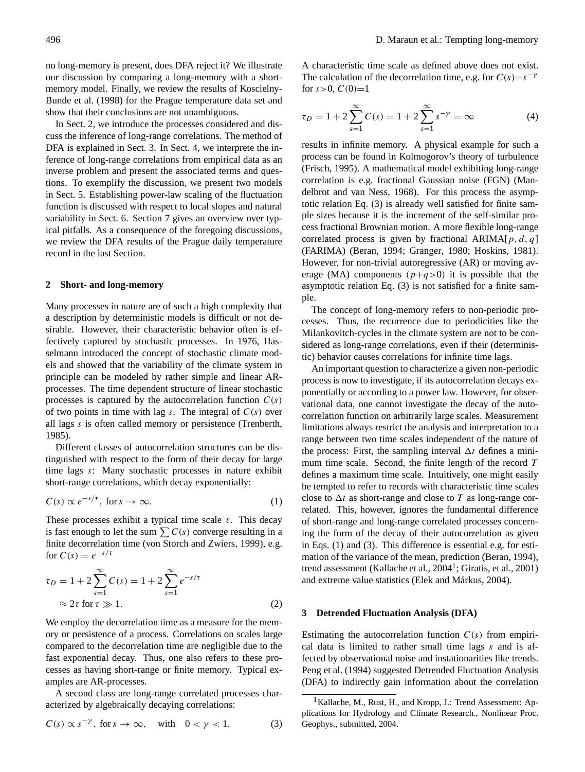no long-memory is present, does DFA reject it? We illustrate our discussion by comparing a long-memory with a short-memory model. Finally, we review the results of Koscielny-Bunde et al. (1998) for the Prague temperature data set and show that their conclusions are not unambiguous.

In Sect. 2, we introduce the processes considered and discuss the inference of long-range correlations. The method of DFA is explained in Sect. 3. In Sect. 4, we interprete the inference of long-range correlations from empirical data as an inverse problem and present the associated terms and questions. To exemplify the discussion, we present two models in Sect. 5. Establishing power-law scaling of the fluctuation function is discussed with respect to local slopes and natural variability in Sect. 6. Section 7 gives an overview over typical pitfalls. As a consequence of the foregoing discussions, we review the DFA results of the Prague daily temperature record in the last Section.

## 2 Short- and long-memory

Many processes in nature are of such a high complexity that a description by deterministic models is difficult or not desirable. However, their characteristic behavior often is effectively captured by stochastic processes. In 1976, Hasselmann introduced the concept of stochastic climate models and showed that the variability of the climate system in principle can be modeled by rather simple and linear AR-processes. The time dependent structure of linear stochastic processes is captured by the autocorrelation function $C(s)$ of two points in time with lag $s$. The integral of $C(s)$ over all lags $s$ is often called memory or persistence (Trenberth, 1985).

Different classes of autocorrelation structures can be distinguished with respect to the form of their decay for large time lags $s$: Many stochastic processes in nature exhibit short-range correlations, which decay exponentially:

$$C(s) \propto e^{-s/\tau}, \text{ for } s \to \infty. \tag{1}$$

These processes exhibit a typical time scale $\tau$. This decay is fast enough to let the sum $\sum C(s)$ converge resulting in a finite decorrelation time (von Storch and Zwiers, 1999), e.g. for $C(s) = e^{-s/\tau}$

$$\begin{aligned} \tau_D &= 1 + 2\sum_{s=1}^{\infty} C(s) = 1 + 2\sum_{s=1}^{\infty} e^{-s/\tau} \\ &\approx 2\tau \text{ for } \tau \gg 1. \end{aligned} \tag{2}$$

We employ the decorrelation time as a measure for the memory or persistence of a process. Correlations on scales large compared to the decorrelation time are negligible due to the fast exponential decay. Thus, one also refers to these processes as having short-range or finite memory. Typical examples are AR-processes.

A second class are long-range correlated processes characterized by algebraically decaying correlations:

$$C(s) \propto s^{-\gamma}, \text{ for } s \to \infty, \quad \text{with} \quad 0 < \gamma < 1. \tag{3}$$

A characteristic time scale as defined above does not exist. The calculation of the decorrelation time, e.g. for $C(s)=s^{-\gamma}$ for $s>0$, $C(0)=1$

$$\tau_D = 1 + 2\sum_{s=1}^{\infty} C(s) = 1 + 2\sum_{s=1}^{\infty} s^{-\gamma} = \infty \tag{4}$$

results in infinite memory. A physical example for such a process can be found in Kolmogorov's theory of turbulence (Frisch, 1995). A mathematical model exhibiting long-range correlation is e.g. fractional Gaussian noise (FGN) (Mandelbrot and van Ness, 1968). For this process the asymptotic relation Eq. (3) is already well satisfied for finite sample sizes because it is the increment of the self-similar process fractional Brownian motion. A more flexible long-range correlated process is given by fractional ARIMA$[p, d, q]$ (FARIMA) (Beran, 1994; Granger, 1980; Hoskins, 1981). However, for non-trivial autoregressive (AR) or moving average (MA) components $(p+q>0)$ it is possible that the asymptotic relation Eq. (3) is not satisfied for a finite sample.

The concept of long-memory refers to non-periodic processes. Thus, the recurrence due to periodicities like the Milankovitch-cycles in the climate system are not to be considered as long-range correlations, even if their (deterministic) behavior causes correlations for infinite time lags.

An important question to characterize a given non-periodic process is now to investigate, if its autocorrelation decays exponentially or according to a power law. However, for observational data, one cannot investigate the decay of the autocorrelation function on arbitrarily large scales. Measurement limitations always restrict the analysis and interpretation to a range between two time scales independent of the nature of the process: First, the sampling interval $\Delta t$ defines a minimum time scale. Second, the finite length of the record $T$ defines a maximum time scale. Intuitively, one might easily be tempted to refer to records with characteristic time scales close to $\Delta t$ as short-range and close to $T$ as long-range correlated. This, however, ignores the fundamental difference of short-range and long-range correlated processes concerning the form of the decay of their autocorrelation as given in Eqs. (1) and (3). This difference is essential e.g. for estimation of the variance of the mean, prediction (Beran, 1994), trend assessment (Kallache et al., 2004[1]; Giratis, et al., 2001) and extreme value statistics (Elek and Márkus, 2004).

## 3 Detrended Fluctuation Analysis (DFA)

Estimating the autocorrelation function $C(s)$ from empirical data is limited to rather small time lags $s$ and is affected by observational noise and instationarities like trends. Peng et al. (1994) suggested Detrended Fluctuation Analysis (DFA) to indirectly gain information about the correlation

[1] Kallache, M., Rust, H., and Kropp, J.: Trend Assessment: Applications for Hydrology and Climate Research., Nonlinear Proc. Geophys., submitted, 2004.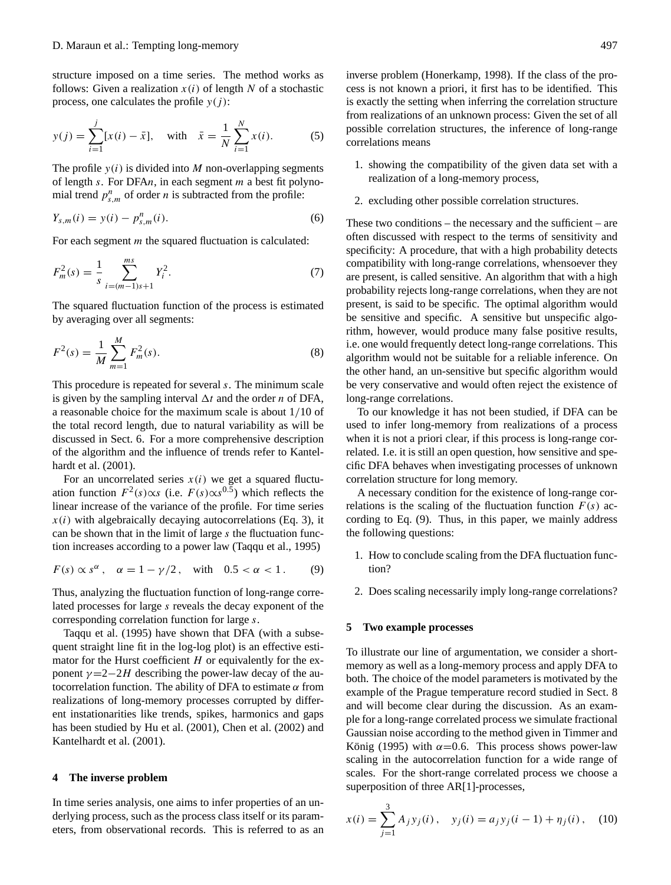structure imposed on a time series. The method works as follows: Given a realization $x(i)$ of length $N$ of a stochastic process, one calculates the profile $y(j)$:

$$y(j) = \sum_{i=1}^{j} [x(i) - \bar{x}], \quad \text{with} \quad \bar{x} = \frac{1}{N} \sum_{i=1}^{N} x(i). \tag{5}$$

The profile $y(i)$ is divided into $M$ non-overlapping segments of length $s$. For DFA$n$, in each segment $m$ a best fit polynomial trend $p_{s,m}^n$ of order $n$ is subtracted from the profile:

$$Y_{s,m}(i) = y(i) - p_{s,m}^n(i). \tag{6}$$

For each segment $m$ the squared fluctuation is calculated:

$$F_m^2(s) = \frac{1}{s} \sum_{i=(m-1)s+1}^{ms} Y_i^2. \tag{7}$$

The squared fluctuation function of the process is estimated by averaging over all segments:

$$F^2(s) = \frac{1}{M} \sum_{m=1}^{M} F_m^2(s). \tag{8}$$

This procedure is repeated for several $s$. The minimum scale is given by the sampling interval $\Delta t$ and the order $n$ of DFA, a reasonable choice for the maximum scale is about $1/10$ of the total record length, due to natural variability as will be discussed in Sect. 6. For a more comprehensive description of the algorithm and the influence of trends refer to Kantelhardt et al. (2001).

For an uncorrelated series $x(i)$ we get a squared fluctuation function $F^2(s) \propto s$ (i.e. $F(s) \propto s^{0.5}$) which reflects the linear increase of the variance of the profile. For time series $x(i)$ with algebraically decaying autocorrelations (Eq. 3), it can be shown that in the limit of large $s$ the fluctuation function increases according to a power law (Taqqu et al., 1995)

$$F(s) \propto s^{\alpha}, \quad \alpha = 1 - \gamma/2, \quad \text{with} \quad 0.5 < \alpha < 1. \tag{9}$$

Thus, analyzing the fluctuation function of long-range correlated processes for large $s$ reveals the decay exponent of the corresponding correlation function for large $s$.

Taqqu et al. (1995) have shown that DFA (with a subsequent straight line fit in the log-log plot) is an effective estimator for the Hurst coefficient $H$ or equivalently for the exponent $\gamma = 2 - 2H$ describing the power-law decay of the autocorrelation function. The ability of DFA to estimate $\alpha$ from realizations of long-memory processes corrupted by different instationarities like trends, spikes, harmonics and gaps has been studied by Hu et al. (2001), Chen et al. (2002) and Kantelhardt et al. (2001).

## 4 The inverse problem

In time series analysis, one aims to infer properties of an underlying process, such as the process class itself or its parameters, from observational records. This is referred to as an inverse problem (Honerkamp, 1998). If the class of the process is not known a priori, it first has to be identified. This is exactly the setting when inferring the correlation structure from realizations of an unknown process: Given the set of all possible correlation structures, the inference of long-range correlations means

1. showing the compatibility of the given data set with a realization of a long-memory process,
2. excluding other possible correlation structures.

These two conditions – the necessary and the sufficient – are often discussed with respect to the terms of sensitivity and specificity: A procedure, that with a high probability detects compatibility with long-range correlations, whensoever they are present, is called sensitive. An algorithm that with a high probability rejects long-range correlations, when they are not present, is said to be specific. The optimal algorithm would be sensitive and specific. A sensitive but unspecific algorithm, however, would produce many false positive results, i.e. one would frequently detect long-range correlations. This algorithm would not be suitable for a reliable inference. On the other hand, an un-sensitive but specific algorithm would be very conservative and would often reject the existence of long-range correlations.

To our knowledge it has not been studied, if DFA can be used to infer long-memory from realizations of a process when it is not a priori clear, if this process is long-range correlated. I.e. it is still an open question, how sensitive and specific DFA behaves when investigating processes of unknown correlation structure for long memory.

A necessary condition for the existence of long-range correlations is the scaling of the fluctuation function $F(s)$ according to Eq. (9). Thus, in this paper, we mainly address the following questions:

1. How to conclude scaling from the DFA fluctuation function?
2. Does scaling necessarily imply long-range correlations?

## 5 Two example processes

To illustrate our line of argumentation, we consider a short-memory as well as a long-memory process and apply DFA to both. The choice of the model parameters is motivated by the example of the Prague temperature record studied in Sect. 8 and will become clear during the discussion. As an example for a long-range correlated process we simulate fractional Gaussian noise according to the method given in Timmer and König (1995) with $\alpha = 0.6$. This process shows power-law scaling in the autocorrelation function for a wide range of scales. For the short-range correlated process we choose a superposition of three AR[1]-processes,

$$x(i) = \sum_{j=1}^{3} A_j y_j(i), \quad y_j(i) = a_j y_j(i-1) + \eta_j(i), \tag{10}$$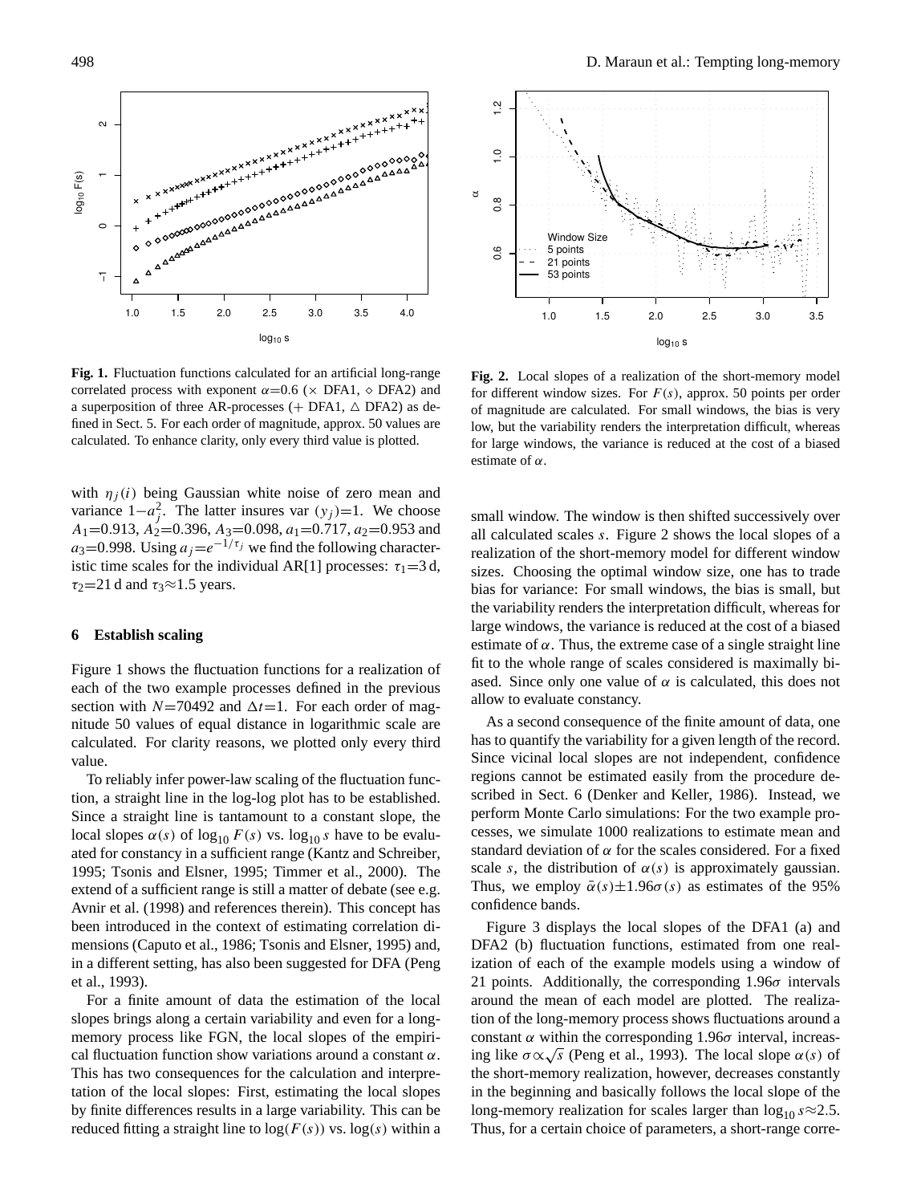**Fig. 1.** Fluctuation functions calculated for an artificial long-range correlated process with exponent $\alpha$=0.6 ($\times$ DFA1, $\diamond$ DFA2) and a superposition of three AR-processes (+ DFA1, $\triangle$ DFA2) as defined in Sect. 5. For each order of magnitude, approx. 50 values are calculated. To enhance clarity, only every third value is plotted.

**Fig. 2.** Local slopes of a realization of the short-memory model for different window sizes. For $F(s)$, approx. 50 points per order of magnitude are calculated. For small windows, the bias is very low, but the variability renders the interpretation difficult, whereas for large windows, the variance is reduced at the cost of a biased estimate of $\alpha$.

with $\eta_j(i)$ being Gaussian white noise of zero mean and variance $1-a_j^2$. The latter insures var $(y_j)$=1. We choose $A_1$=0.913, $A_2$=0.396, $A_3$=0.098, $a_1$=0.717, $a_2$=0.953 and $a_3$=0.998. Using $a_j$=$e^{-1/\tau_j}$ we find the following characteristic time scales for the individual AR[1] processes: $\tau_1$=3 d, $\tau_2$=21 d and $\tau_3\approx$1.5 years.

## 6 Establish scaling

Figure 1 shows the fluctuation functions for a realization of each of the two example processes defined in the previous section with $N$=70492 and $\Delta t$=1. For each order of magnitude 50 values of equal distance in logarithmic scale are calculated. For clarity reasons, we plotted only every third value.

To reliably infer power-law scaling of the fluctuation function, a straight line in the log-log plot has to be established. Since a straight line is tantamount to a constant slope, the local slopes $\alpha(s)$ of $\log_{10} F(s)$ vs. $\log_{10} s$ have to be evaluated for constancy in a sufficient range (Kantz and Schreiber, 1995; Tsonis and Elsner, 1995; Timmer et al., 2000). The extend of a sufficient range is still a matter of debate (see e.g. Avnir et al. (1998) and references therein). This concept has been introduced in the context of estimating correlation dimensions (Caputo et al., 1986; Tsonis and Elsner, 1995) and, in a different setting, has also been suggested for DFA (Peng et al., 1993).

For a finite amount of data the estimation of the local slopes brings along a certain variability and even for a long-memory process like FGN, the local slopes of the empirical fluctuation function show variations around a constant $\alpha$. This has two consequences for the calculation and interpretation of the local slopes: First, estimating the local slopes by finite differences results in a large variability. This can be reduced fitting a straight line to $\log(F(s))$ vs. $\log(s)$ within a small window. The window is then shifted successively over all calculated scales $s$. Figure 2 shows the local slopes of a realization of the short-memory model for different window sizes. Choosing the optimal window size, one has to trade bias for variance: For small windows, the bias is small, but the variability renders the interpretation difficult, whereas for large windows, the variance is reduced at the cost of a biased estimate of $\alpha$. Thus, the extreme case of a single straight line fit to the whole range of scales considered is maximally biased. Since only one value of $\alpha$ is calculated, this does not allow to evaluate constancy.

As a second consequence of the finite amount of data, one has to quantify the variability for a given length of the record. Since vicinal local slopes are not independent, confidence regions cannot be estimated easily from the procedure described in Sect. 6 (Denker and Keller, 1986). Instead, we perform Monte Carlo simulations: For the two example processes, we simulate 1000 realizations to estimate mean and standard deviation of $\alpha$ for the scales considered. For a fixed scale $s$, the distribution of $\alpha(s)$ is approximately gaussian. Thus, we employ $\bar{\alpha}(s)\pm1.96\sigma(s)$ as estimates of the 95% confidence bands.

Figure 3 displays the local slopes of the DFA1 (a) and DFA2 (b) fluctuation functions, estimated from one realization of each of the example models using a window of 21 points. Additionally, the corresponding $1.96\sigma$ intervals around the mean of each model are plotted. The realization of the long-memory process shows fluctuations around a constant $\alpha$ within the corresponding $1.96\sigma$ interval, increasing like $\sigma\propto\sqrt{s}$ (Peng et al., 1993). The local slope $\alpha(s)$ of the short-memory realization, however, decreases constantly in the beginning and basically follows the local slope of the long-memory realization for scales larger than $\log_{10} s\approx2.5$. Thus, for a certain choice of parameters, a short-range corre-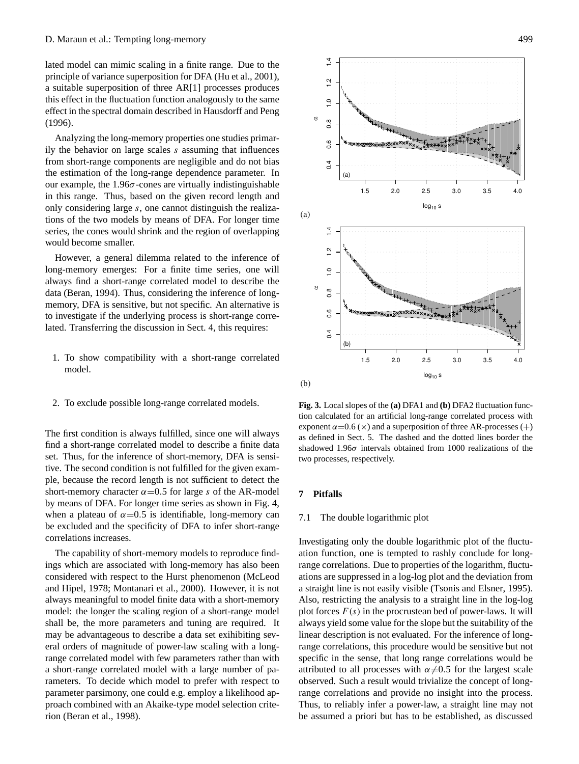lated model can mimic scaling in a finite range. Due to the principle of variance superposition for DFA (Hu et al., 2001), a suitable superposition of three AR[1] processes produces this effect in the fluctuation function analogously to the same effect in the spectral domain described in Hausdorff and Peng (1996).

Analyzing the long-memory properties one studies primarily the behavior on large scales $s$ assuming that influences from short-range components are negligible and do not bias the estimation of the long-range dependence parameter. In our example, the $1.96\sigma$-cones are virtually indistinguishable in this range. Thus, based on the given record length and only considering large $s$, one cannot distinguish the realizations of the two models by means of DFA. For longer time series, the cones would shrink and the region of overlapping would become smaller.

However, a general dilemma related to the inference of long-memory emerges: For a finite time series, one will always find a short-range correlated model to describe the data (Beran, 1994). Thus, considering the inference of long-memory, DFA is sensitive, but not specific. An alternative is to investigate if the underlying process is short-range correlated. Transferring the discussion in Sect. 4, this requires:

1. To show compatibility with a short-range correlated model.
2. To exclude possible long-range correlated models.

The first condition is always fulfilled, since one will always find a short-range correlated model to describe a finite data set. Thus, for the inference of short-memory, DFA is sensitive. The second condition is not fulfilled for the given example, because the record length is not sufficient to detect the short-memory character $\alpha$=0.5 for large $s$ of the AR-model by means of DFA. For longer time series as shown in Fig. 4, when a plateau of $\alpha$=0.5 is identifiable, long-memory can be excluded and the specificity of DFA to infer short-range correlations increases.

The capability of short-memory models to reproduce findings which are associated with long-memory has also been considered with respect to the Hurst phenomenon (McLeod and Hipel, 1978; Montanari et al., 2000). However, it is not always meaningful to model finite data with a short-memory model: the longer the scaling region of a short-range model shall be, the more parameters and tuning are required. It may be advantageous to describe a data set exihibiting several orders of magnitude of power-law scaling with a long-range correlated model with few parameters rather than with a short-range correlated model with a large number of parameters. To decide which model to prefer with respect to parameter parsimony, one could e.g. employ a likelihood approach combined with an Akaike-type model selection criterion (Beran et al., 1998).

**Fig. 3.** Local slopes of the **(a)** DFA1 and **(b)** DFA2 fluctuation function calculated for an artificial long-range correlated process with exponent $\alpha$=0.6 ($\times$) and a superposition of three AR-processes (+) as defined in Sect. 5. The dashed and the dotted lines border the shadowed $1.96\sigma$ intervals obtained from 1000 realizations of the two processes, respectively.

## 7 Pitfalls

### 7.1 The double logarithmic plot

Investigating only the double logarithmic plot of the fluctuation function, one is tempted to rashly conclude for long-range correlations. Due to properties of the logarithm, fluctuations are suppressed in a log-log plot and the deviation from a straight line is not easily visible (Tsonis and Elsner, 1995). Also, restricting the analysis to a straight line in the log-log plot forces $F(s)$ in the procrustean bed of power-laws. It will always yield some value for the slope but the suitability of the linear description is not evaluated. For the inference of long-range correlations, this procedure would be sensitive but not specific in the sense, that long range correlations would be attributed to all processes with $\alpha\neq0.5$ for the largest scale observed. Such a result would trivialize the concept of long-range correlations and provide no insight into the process. Thus, to reliably infer a power-law, a straight line may not be assumed a priori but has to be established, as discussed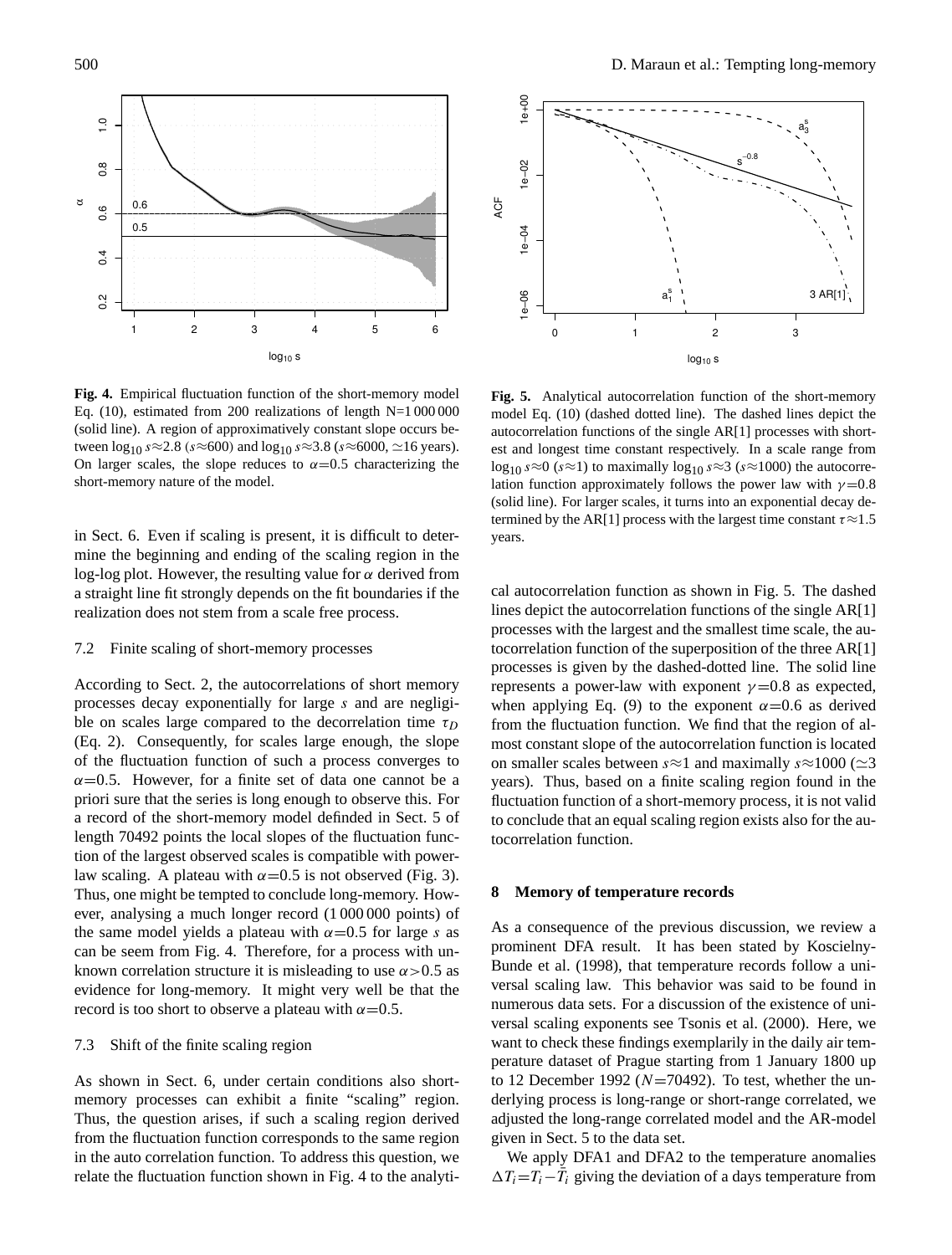**Fig. 4.** Empirical fluctuation function of the short-memory model Eq. (10), estimated from 200 realizations of length N=1 000 000 (solid line). A region of approximatively constant slope occurs between $\log_{10} s{\approx}2.8$ ($s{\approx}600$) and $\log_{10} s{\approx}3.8$ ($s{\approx}6000$, $\simeq$16 years). On larger scales, the slope reduces to $\alpha{=}0.5$ characterizing the short-memory nature of the model.

**Fig. 5.** Analytical autocorrelation function of the short-memory model Eq. (10) (dashed dotted line). The dashed lines depict the autocorrelation functions of the single AR[1] processes with shortest and longest time constant respectively. In a scale range from $\log_{10} s{\approx}0$ ($s{\approx}1$) to maximally $\log_{10} s{\approx}3$ ($s{\approx}1000$) the autocorrelation function approximately follows the power law with $\gamma{=}0.8$ (solid line). For larger scales, it turns into an exponential decay determined by the AR[1] process with the largest time constant $\tau{\approx}1.5$ years.

in Sect. 6. Even if scaling is present, it is difficult to determine the beginning and ending of the scaling region in the log-log plot. However, the resulting value for $\alpha$ derived from a straight line fit strongly depends on the fit boundaries if the realization does not stem from a scale free process.

### 7.2 Finite scaling of short-memory processes

According to Sect. 2, the autocorrelations of short memory processes decay exponentially for large $s$ and are negligible on scales large compared to the decorrelation time $\tau_D$ (Eq. 2). Consequently, for scales large enough, the slope of the fluctuation function of such a process converges to $\alpha{=}0.5$. However, for a finite set of data one cannot be a priori sure that the series is long enough to observe this. For a record of the short-memory model definded in Sect. 5 of length 70492 points the local slopes of the fluctuation function of the largest observed scales is compatible with power-law scaling. A plateau with $\alpha{=}0.5$ is not observed (Fig. 3). Thus, one might be tempted to conclude long-memory. However, analysing a much longer record (1 000 000 points) of the same model yields a plateau with $\alpha{=}0.5$ for large $s$ as can be seem from Fig. 4. Therefore, for a process with unknown correlation structure it is misleading to use $\alpha{>}0.5$ as evidence for long-memory. It might very well be that the record is too short to observe a plateau with $\alpha{=}0.5$.

### 7.3 Shift of the finite scaling region

As shown in Sect. 6, under certain conditions also short-memory processes can exhibit a finite "scaling" region. Thus, the question arises, if such a scaling region derived from the fluctuation function corresponds to the same region in the auto correlation function. To address this question, we relate the fluctuation function shown in Fig. 4 to the analytical autocorrelation function as shown in Fig. 5. The dashed lines depict the autocorrelation functions of the single AR[1] processes with the largest and the smallest time scale, the autocorrelation function of the superposition of the three AR[1] processes is given by the dashed-dotted line. The solid line represents a power-law with exponent $\gamma{=}0.8$ as expected, when applying Eq. (9) to the exponent $\alpha{=}0.6$ as derived from the fluctuation function. We find that the region of almost constant slope of the autocorrelation function is located on smaller scales between $s{\approx}1$ and maximally $s{\approx}1000$ ($\simeq$3 years). Thus, based on a finite scaling region found in the fluctuation function of a short-memory process, it is not valid to conclude that an equal scaling region exists also for the autocorrelation function.

## 8 Memory of temperature records

As a consequence of the previous discussion, we review a prominent DFA result. It has been stated by Koscielny-Bunde et al. (1998), that temperature records follow a universal scaling law. This behavior was said to be found in numerous data sets. For a discussion of the existence of universal scaling exponents see Tsonis et al. (2000). Here, we want to check these findings exemplarily in the daily air temperature dataset of Prague starting from 1 January 1800 up to 12 December 1992 ($N{=}70492$). To test, whether the underlying process is long-range or short-range correlated, we adjusted the long-range correlated model and the AR-model given in Sect. 5 to the data set.

We apply DFA1 and DFA2 to the temperature anomalies $\Delta T_i{=}T_i{-}\bar{T}_i$ giving the deviation of a days temperature from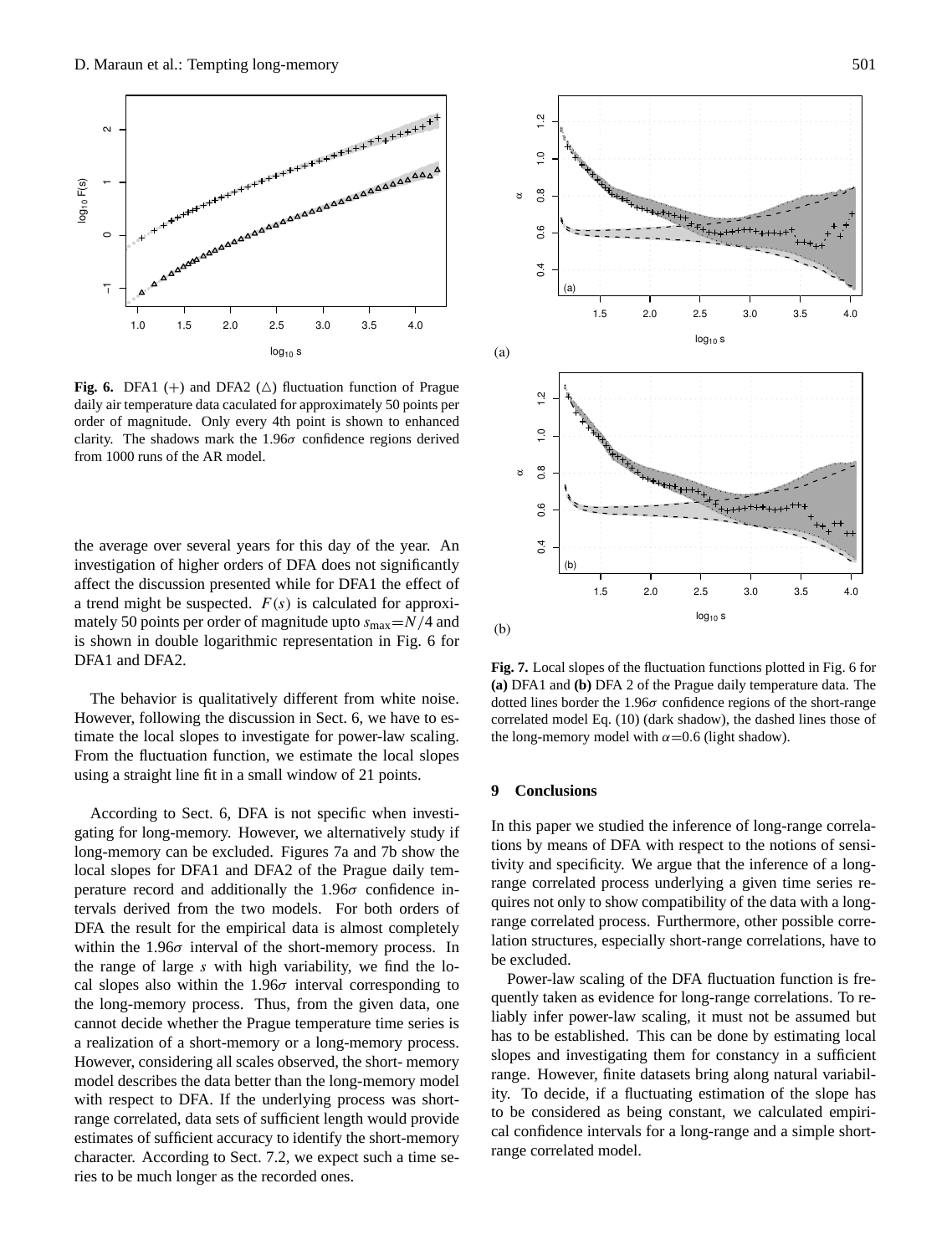**Fig. 6.** DFA1 (+) and DFA2 (△) fluctuation function of Prague daily air temperature data caculated for approximately 50 points per order of magnitude. Only every 4th point is shown to enhanced clarity. The shadows mark the $1.96\sigma$ confidence regions derived from 1000 runs of the AR model.

the average over several years for this day of the year. An investigation of higher orders of DFA does not significantly affect the discussion presented while for DFA1 the effect of a trend might be suspected. $F(s)$ is calculated for approximately 50 points per order of magnitude upto $s_{\max}=N/4$ and is shown in double logarithmic representation in Fig. 6 for DFA1 and DFA2.

The behavior is qualitatively different from white noise. However, following the discussion in Sect. 6, we have to estimate the local slopes to investigate for power-law scaling. From the fluctuation function, we estimate the local slopes using a straight line fit in a small window of 21 points.

According to Sect. 6, DFA is not specific when investigating for long-memory. However, we alternatively study if long-memory can be excluded. Figures 7a and 7b show the local slopes for DFA1 and DFA2 of the Prague daily temperature record and additionally the $1.96\sigma$ confidence intervals derived from the two models. For both orders of DFA the result for the empirical data is almost completely within the $1.96\sigma$ interval of the short-memory process. In the range of large $s$ with high variability, we find the local slopes also within the $1.96\sigma$ interval corresponding to the long-memory process. Thus, from the given data, one cannot decide whether the Prague temperature time series is a realization of a short-memory or a long-memory process. However, considering all scales observed, the short- memory model describes the data better than the long-memory model with respect to DFA. If the underlying process was short-range correlated, data sets of sufficient length would provide estimates of sufficient accuracy to identify the short-memory character. According to Sect. 7.2, we expect such a time series to be much longer as the recorded ones.

**Fig. 7.** Local slopes of the fluctuation functions plotted in Fig. 6 for **(a)** DFA1 and **(b)** DFA 2 of the Prague daily temperature data. The dotted lines border the $1.96\sigma$ confidence regions of the short-range correlated model Eq. (10) (dark shadow), the dashed lines those of the long-memory model with $\alpha=0.6$ (light shadow).

## 9 Conclusions

In this paper we studied the inference of long-range correlations by means of DFA with respect to the notions of sensitivity and specificity. We argue that the inference of a long-range correlated process underlying a given time series requires not only to show compatibility of the data with a long-range correlated process. Furthermore, other possible correlation structures, especially short-range correlations, have to be excluded.

Power-law scaling of the DFA fluctuation function is frequently taken as evidence for long-range correlations. To reliably infer power-law scaling, it must not be assumed but has to be established. This can be done by estimating local slopes and investigating them for constancy in a sufficient range. However, finite datasets bring along natural variability. To decide, if a fluctuating estimation of the slope has to be considered as being constant, we calculated empirical confidence intervals for a long-range and a simple short-range correlated model.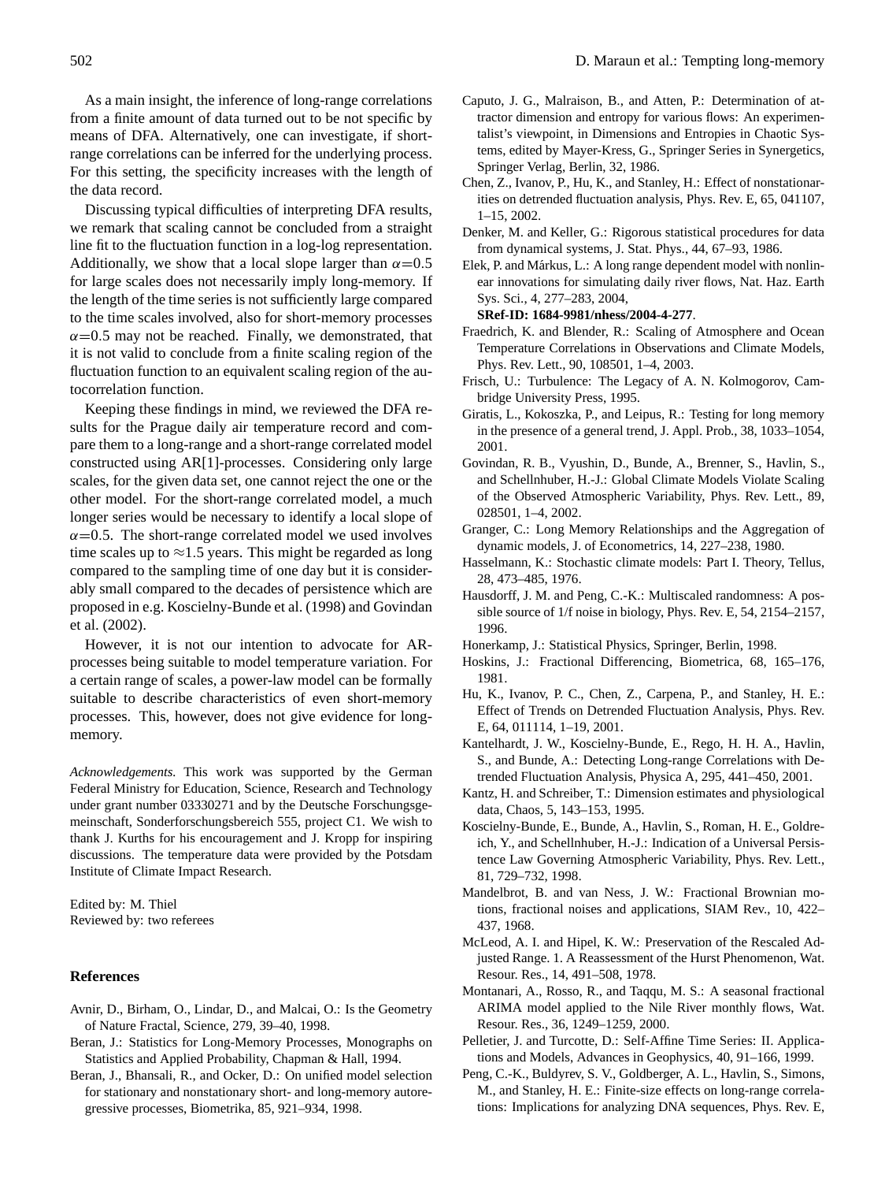As a main insight, the inference of long-range correlations from a finite amount of data turned out to be not specific by means of DFA. Alternatively, one can investigate, if short-range correlations can be inferred for the underlying process. For this setting, the specificity increases with the length of the data record.

Discussing typical difficulties of interpreting DFA results, we remark that scaling cannot be concluded from a straight line fit to the fluctuation function in a log-log representation. Additionally, we show that a local slope larger than $\alpha=0.5$ for large scales does not necessarily imply long-memory. If the length of the time series is not sufficiently large compared to the time scales involved, also for short-memory processes $\alpha=0.5$ may not be reached. Finally, we demonstrated, that it is not valid to conclude from a finite scaling region of the fluctuation function to an equivalent scaling region of the autocorrelation function.

Keeping these findings in mind, we reviewed the DFA results for the Prague daily air temperature record and compare them to a long-range and a short-range correlated model constructed using AR[1]-processes. Considering only large scales, for the given data set, one cannot reject the one or the other model. For the short-range correlated model, a much longer series would be necessary to identify a local slope of $\alpha=0.5$. The short-range correlated model we used involves time scales up to $\approx 1.5$ years. This might be regarded as long compared to the sampling time of one day but it is considerably small compared to the decades of persistence which are proposed in e.g. Koscielny-Bunde et al. (1998) and Govindan et al. (2002).

However, it is not our intention to advocate for AR-processes being suitable to model temperature variation. For a certain range of scales, a power-law model can be formally suitable to describe characteristics of even short-memory processes. This, however, does not give evidence for long-memory.

*Acknowledgements.* This work was supported by the German Federal Ministry for Education, Science, Research and Technology under grant number 03330271 and by the Deutsche Forschungsgemeinschaft, Sonderforschungsbereich 555, project C1. We wish to thank J. Kurths for his encouragement and J. Kropp for inspiring discussions. The temperature data were provided by the Potsdam Institute of Climate Impact Research.

Edited by: M. Thiel
Reviewed by: two referees

## References

Avnir, D., Birham, O., Lindar, D., and Malcai, O.: Is the Geometry of Nature Fractal, Science, 279, 39–40, 1998.

Beran, J.: Statistics for Long-Memory Processes, Monographs on Statistics and Applied Probability, Chapman & Hall, 1994.

Beran, J., Bhansali, R., and Ocker, D.: On unified model selection for stationary and nonstationary short- and long-memory autoregressive processes, Biometrika, 85, 921–934, 1998.

Caputo, J. G., Malraison, B., and Atten, P.: Determination of attractor dimension and entropy for various flows: An experimentalist's viewpoint, in Dimensions and Entropies in Chaotic Systems, edited by Mayer-Kress, G., Springer Series in Synergetics, Springer Verlag, Berlin, 32, 1986.

Chen, Z., Ivanov, P., Hu, K., and Stanley, H.: Effect of nonstationarities on detrended fluctuation analysis, Phys. Rev. E, 65, 041107, 1–15, 2002.

Denker, M. and Keller, G.: Rigorous statistical procedures for data from dynamical systems, J. Stat. Phys., 44, 67–93, 1986.

Elek, P. and Márkus, L.: A long range dependent model with nonlinear innovations for simulating daily river flows, Nat. Haz. Earth Sys. Sci., 4, 277–283, 2004, **SRef-ID: 1684-9981/nhess/2004-4-277**.

Fraedrich, K. and Blender, R.: Scaling of Atmosphere and Ocean Temperature Correlations in Observations and Climate Models, Phys. Rev. Lett., 90, 108501, 1–4, 2003.

Frisch, U.: Turbulence: The Legacy of A. N. Kolmogorov, Cambridge University Press, 1995.

Giratis, L., Kokoszka, P., and Leipus, R.: Testing for long memory in the presence of a general trend, J. Appl. Prob., 38, 1033–1054, 2001.

Govindan, R. B., Vyushin, D., Bunde, A., Brenner, S., Havlin, S., and Schellnhuber, H.-J.: Global Climate Models Violate Scaling of the Observed Atmospheric Variability, Phys. Rev. Lett., 89, 028501, 1–4, 2002.

Granger, C.: Long Memory Relationships and the Aggregation of dynamic models, J. of Econometrics, 14, 227–238, 1980.

Hasselmann, K.: Stochastic climate models: Part I. Theory, Tellus, 28, 473–485, 1976.

Hausdorff, J. M. and Peng, C.-K.: Multiscaled randomness: A possible source of 1/f noise in biology, Phys. Rev. E, 54, 2154–2157, 1996.

Honerkamp, J.: Statistical Physics, Springer, Berlin, 1998.

Hoskins, J.: Fractional Differencing, Biometrica, 68, 165–176, 1981.

Hu, K., Ivanov, P. C., Chen, Z., Carpena, P., and Stanley, H. E.: Effect of Trends on Detrended Fluctuation Analysis, Phys. Rev. E, 64, 011114, 1–19, 2001.

Kantelhardt, J. W., Koscielny-Bunde, E., Rego, H. H. A., Havlin, S., and Bunde, A.: Detecting Long-range Correlations with Detrended Fluctuation Analysis, Physica A, 295, 441–450, 2001.

Kantz, H. and Schreiber, T.: Dimension estimates and physiological data, Chaos, 5, 143–153, 1995.

Koscielny-Bunde, E., Bunde, A., Havlin, S., Roman, H. E., Goldreich, Y., and Schellnhuber, H.-J.: Indication of a Universal Persistence Law Governing Atmospheric Variability, Phys. Rev. Lett., 81, 729–732, 1998.

Mandelbrot, B. and van Ness, J. W.: Fractional Brownian motions, fractional noises and applications, SIAM Rev., 10, 422–437, 1968.

McLeod, A. I. and Hipel, K. W.: Preservation of the Rescaled Adjusted Range. 1. A Reassessment of the Hurst Phenomenon, Wat. Resour. Res., 14, 491–508, 1978.

Montanari, A., Rosso, R., and Taqqu, M. S.: A seasonal fractional ARIMA model applied to the Nile River monthly flows, Wat. Resour. Res., 36, 1249–1259, 2000.

Pelletier, J. and Turcotte, D.: Self-Affine Time Series: II. Applications and Models, Advances in Geophysics, 40, 91–166, 1999.

Peng, C.-K., Buldyrev, S. V., Goldberger, A. L., Havlin, S., Simons, M., and Stanley, H. E.: Finite-size effects on long-range correlations: Implications for analyzing DNA sequences, Phys. Rev. E,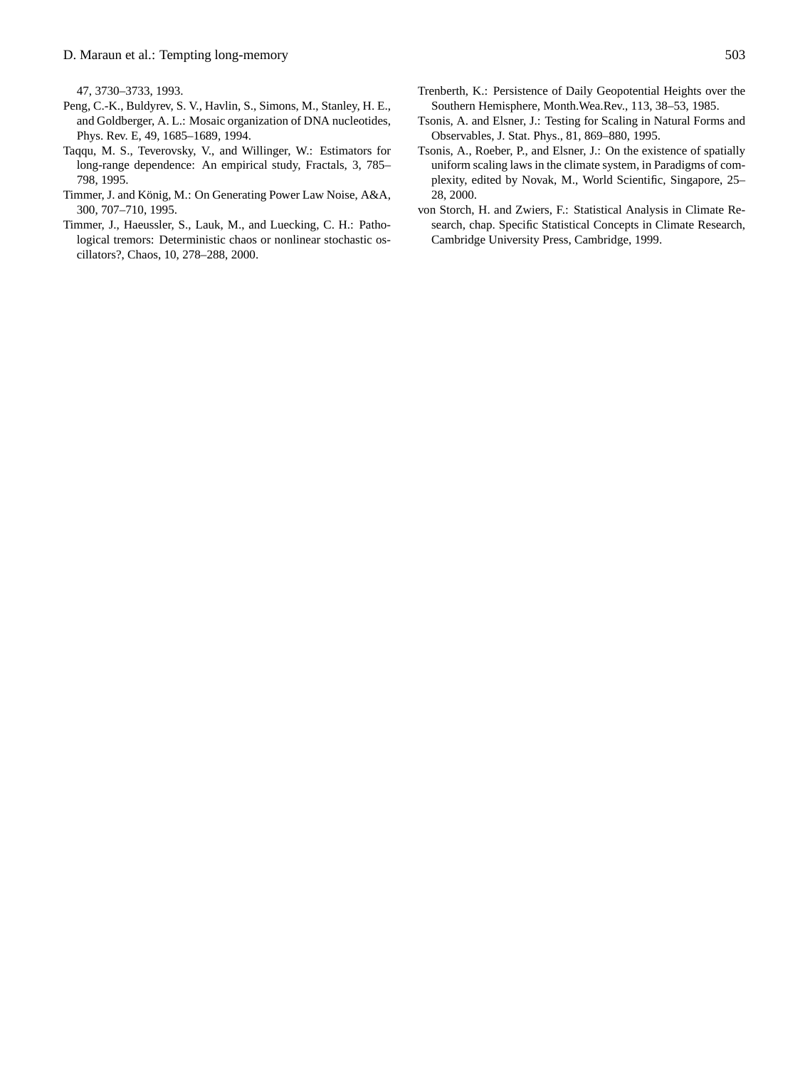47, 3730–3733, 1993.

Peng, C.-K., Buldyrev, S. V., Havlin, S., Simons, M., Stanley, H. E., and Goldberger, A. L.: Mosaic organization of DNA nucleotides, Phys. Rev. E, 49, 1685–1689, 1994.

Taqqu, M. S., Teverovsky, V., and Willinger, W.: Estimators for long-range dependence: An empirical study, Fractals, 3, 785–798, 1995.

Timmer, J. and König, M.: On Generating Power Law Noise, A&A, 300, 707–710, 1995.

Timmer, J., Haeussler, S., Lauk, M., and Luecking, C. H.: Pathological tremors: Deterministic chaos or nonlinear stochastic oscillators?, Chaos, 10, 278–288, 2000.

Trenberth, K.: Persistence of Daily Geopotential Heights over the Southern Hemisphere, Month.Wea.Rev., 113, 38–53, 1985.

Tsonis, A. and Elsner, J.: Testing for Scaling in Natural Forms and Observables, J. Stat. Phys., 81, 869–880, 1995.

Tsonis, A., Roeber, P., and Elsner, J.: On the existence of spatially uniform scaling laws in the climate system, in Paradigms of complexity, edited by Novak, M., World Scientific, Singapore, 25–28, 2000.

von Storch, H. and Zwiers, F.: Statistical Analysis in Climate Research, chap. Specific Statistical Concepts in Climate Research, Cambridge University Press, Cambridge, 1999.